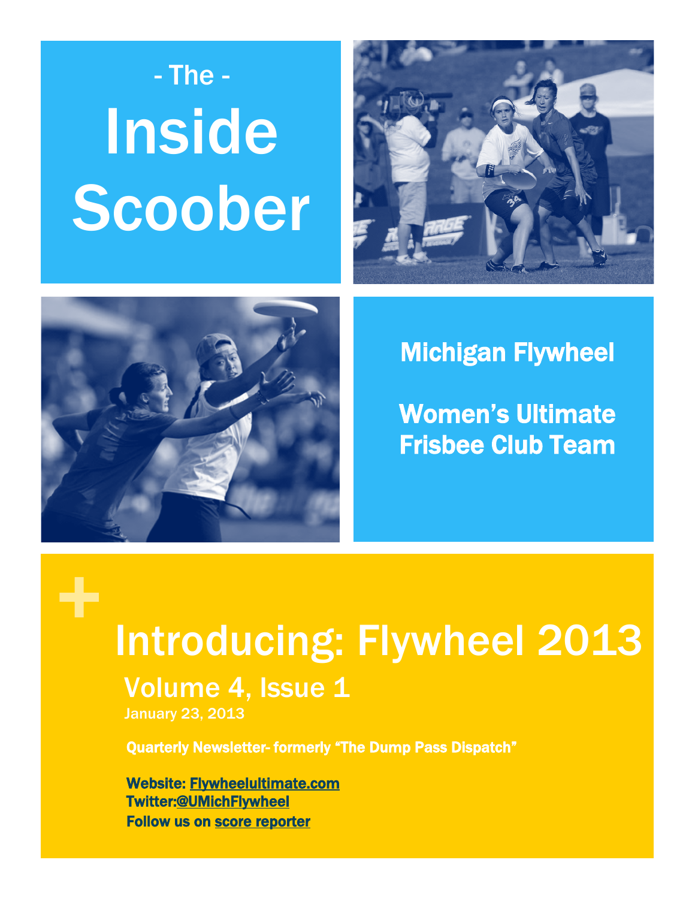- The -

# Inside Scoober

## Michigan Flywheel

## Women's Ultimate Frisbee Club Team

+

# Introducing: Flywheel 2013

## Volume 4, Issue 1

January 23, 2013

**Quarterly Newsletter- formerly "The Dump Pass Dispatch"**

**Website: Flywheelultimate.com**
**Twitter:@UMichFlywheel**
**Follow us on score reporter**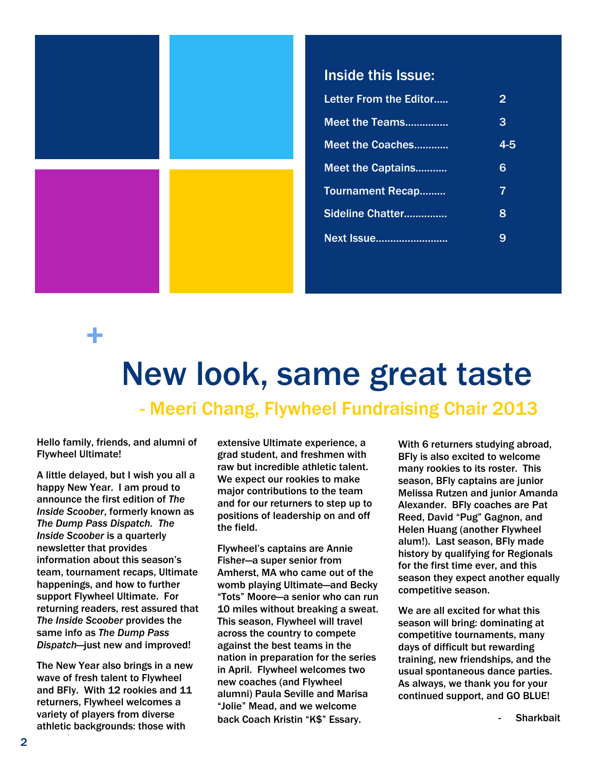## Inside this Issue:

| | |
|---|---|
| Letter From the Editor..... | 2 |
| Meet the Teams............... | 3 |
| Meet the Coaches............ | 4-5 |
| Meet the Captains........... | 6 |
| Tournament Recap......... | 7 |
| Sideline Chatter............... | 8 |
| Next Issue......................... | 9 |

+

# New look, same great taste

## - Meeri Chang, Flywheel Fundraising Chair 2013

Hello family, friends, and alumni of Flywheel Ultimate!

A little delayed, but I wish you all a happy New Year. I am proud to announce the first edition of *The Inside Scoober*, formerly known as *The Dump Pass Dispatch. The Inside Scoober* is a quarterly newsletter that provides information about this season's team, tournament recaps, Ultimate happenings, and how to further support Flywheel Ultimate. For returning readers, rest assured that *The Inside Scoober* provides the same info as *The Dump Pass Dispatch*—just new and improved!

The New Year also brings in a new wave of fresh talent to Flywheel and BFly. With 12 rookies and 11 returners, Flywheel welcomes a variety of players from diverse athletic backgrounds: those with extensive Ultimate experience, a grad student, and freshmen with raw but incredible athletic talent. We expect our rookies to make major contributions to the team and for our returners to step up to positions of leadership on and off the field.

Flywheel's captains are Annie Fisher—a super senior from Amherst, MA who came out of the womb playing Ultimate—and Becky "Tots" Moore—a senior who can run 10 miles without breaking a sweat. This season, Flywheel will travel across the country to compete against the best teams in the nation in preparation for the series in April. Flywheel welcomes two new coaches (and Flywheel alumni) Paula Seville and Marisa "Jolie" Mead, and we welcome back Coach Kristin "K$" Essary.

With 6 returners studying abroad, BFly is also excited to welcome many rookies to its roster. This season, BFly captains are junior Melissa Rutzen and junior Amanda Alexander. BFly coaches are Pat Reed, David "Pug" Gagnon, and Helen Huang (another Flywheel alum!). Last season, BFly made history by qualifying for Regionals for the first time ever, and this season they expect another equally competitive season.

We are all excited for what this season will bring: dominating at competitive tournaments, many days of difficult but rewarding training, new friendships, and the usual spontaneous dance parties. As always, we thank you for your continued support, and GO BLUE!

- Sharkbait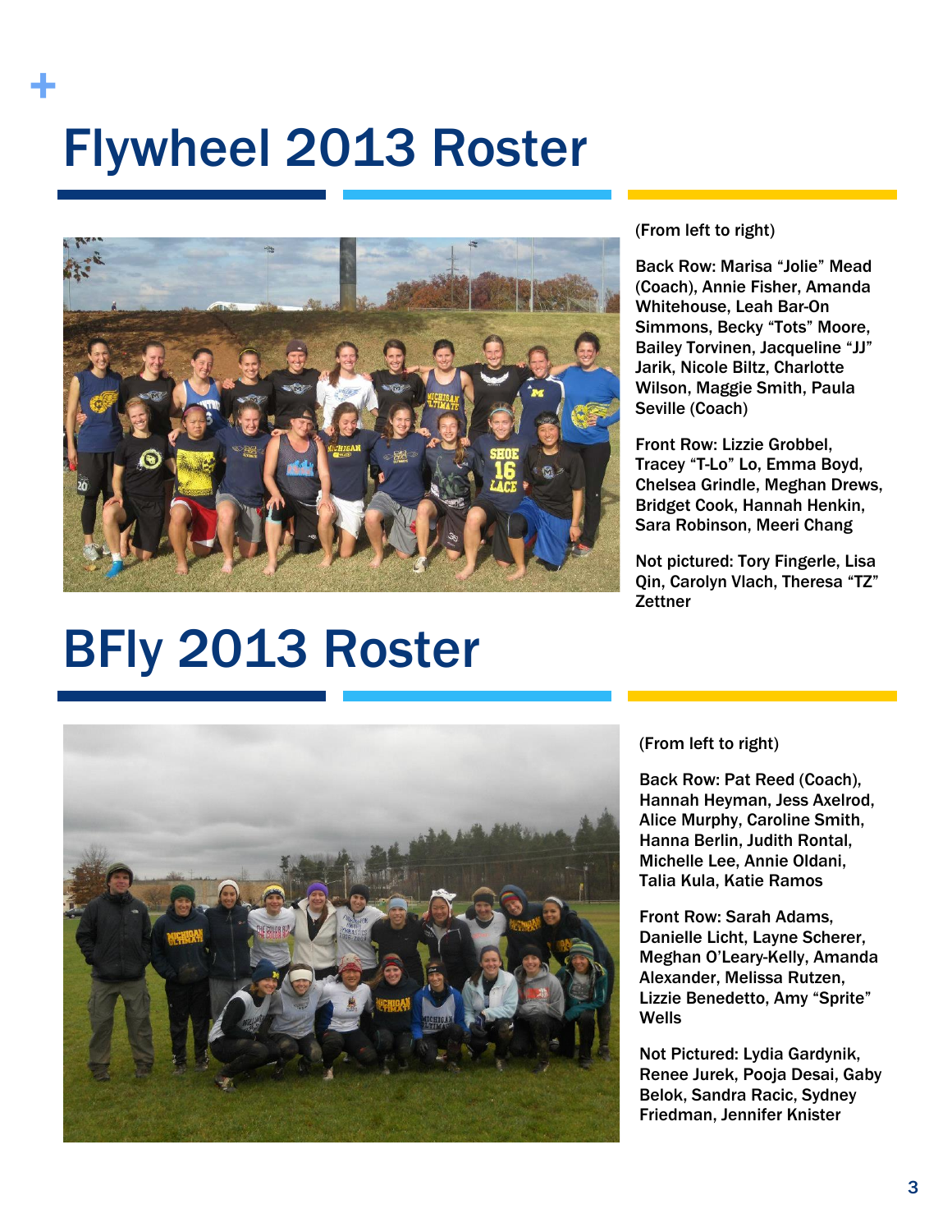# Flywheel 2013 Roster

(From left to right)

Back Row: Marisa “Jolie” Mead (Coach), Annie Fisher, Amanda Whitehouse, Leah Bar-On Simmons, Becky “Tots” Moore, Bailey Torvinen, Jacqueline “JJ” Jarik, Nicole Biltz, Charlotte Wilson, Maggie Smith, Paula Seville (Coach)

Front Row: Lizzie Grobbel, Tracey “T-Lo” Lo, Emma Boyd, Chelsea Grindle, Meghan Drews, Bridget Cook, Hannah Henkin, Sara Robinson, Meeri Chang

Not pictured: Tory Fingerle, Lisa Qin, Carolyn Vlach, Theresa “TZ” Zettner

# BFly 2013 Roster

(From left to right)

Back Row: Pat Reed (Coach), Hannah Heyman, Jess Axelrod, Alice Murphy, Caroline Smith, Hanna Berlin, Judith Rontal, Michelle Lee, Annie Oldani, Talia Kula, Katie Ramos

Front Row: Sarah Adams, Danielle Licht, Layne Scherer, Meghan O’Leary-Kelly, Amanda Alexander, Melissa Rutzen, Lizzie Benedetto, Amy “Sprite” Wells

Not Pictured: Lydia Gardynik, Renee Jurek, Pooja Desai, Gaby Belok, Sandra Racic, Sydney Friedman, Jennifer Knister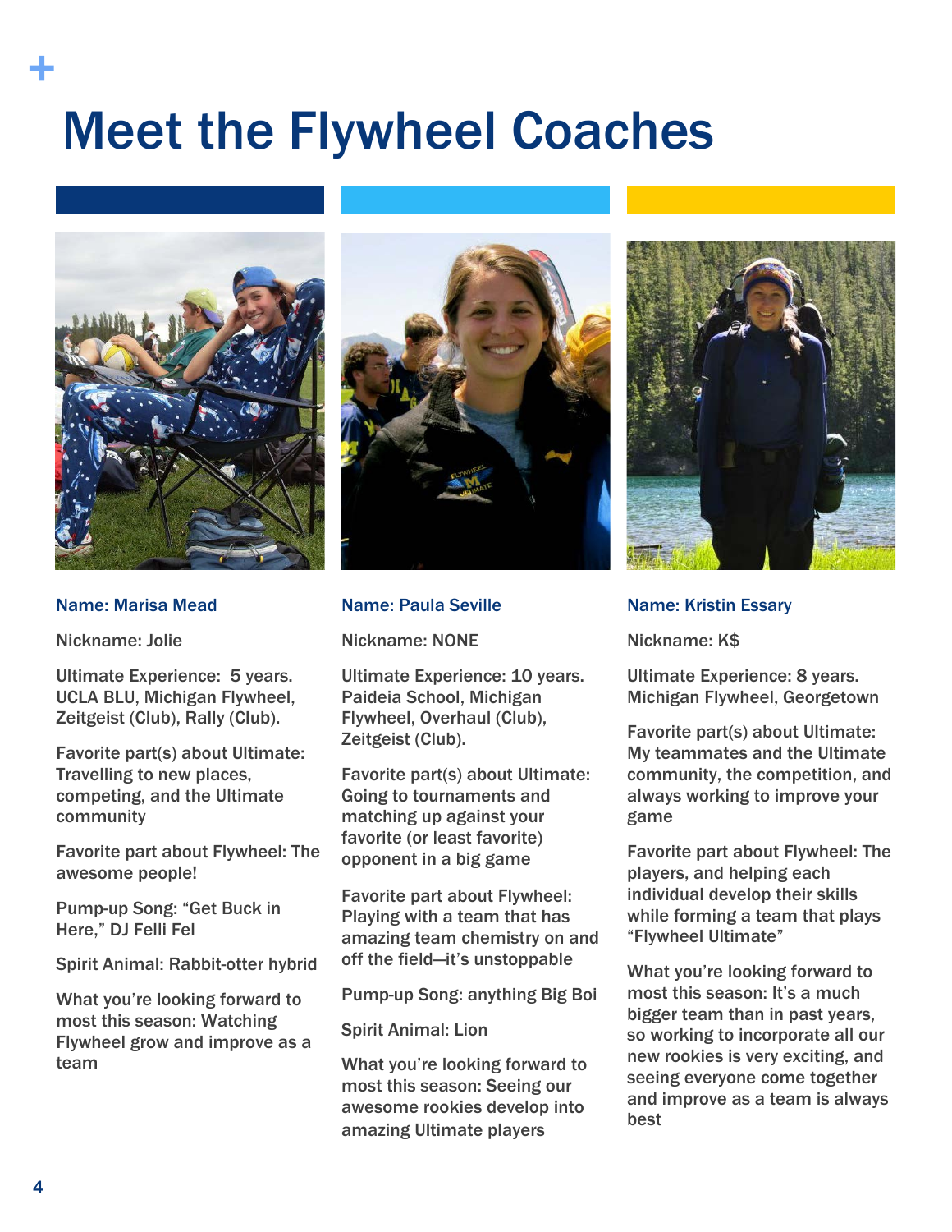# Meet the Flywheel Coaches

**Name: Marisa Mead**

Nickname: Jolie

Ultimate Experience: 5 years. UCLA BLU, Michigan Flywheel, Zeitgeist (Club), Rally (Club).

Favorite part(s) about Ultimate: Travelling to new places, competing, and the Ultimate community

Favorite part about Flywheel: The awesome people!

Pump-up Song: "Get Buck in Here," DJ Felli Fel

Spirit Animal: Rabbit-otter hybrid

What you're looking forward to most this season: Watching Flywheel grow and improve as a team

**Name: Paula Seville**

Nickname: NONE

Ultimate Experience: 10 years. Paideia School, Michigan Flywheel, Overhaul (Club), Zeitgeist (Club).

Favorite part(s) about Ultimate: Going to tournaments and matching up against your favorite (or least favorite) opponent in a big game

Favorite part about Flywheel: Playing with a team that has amazing team chemistry on and off the field—it's unstoppable

Pump-up Song: anything Big Boi

Spirit Animal: Lion

What you're looking forward to most this season: Seeing our awesome rookies develop into amazing Ultimate players

**Name: Kristin Essary**

Nickname: K$

Ultimate Experience: 8 years. Michigan Flywheel, Georgetown

Favorite part(s) about Ultimate: My teammates and the Ultimate community, the competition, and always working to improve your game

Favorite part about Flywheel: The players, and helping each individual develop their skills while forming a team that plays "Flywheel Ultimate"

What you're looking forward to most this season: It's a much bigger team than in past years, so working to incorporate all our new rookies is very exciting, and seeing everyone come together and improve as a team is always best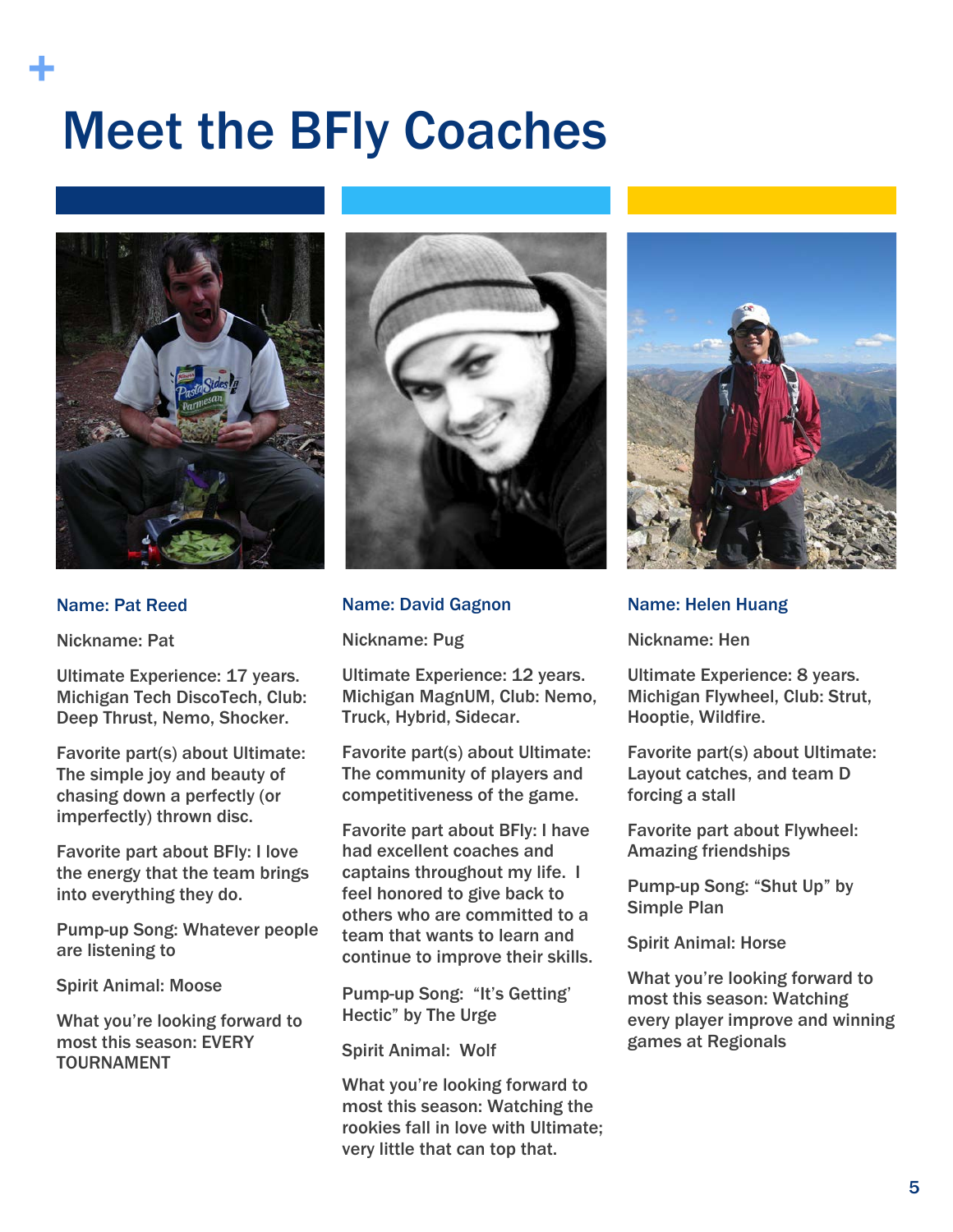# Meet the BFly Coaches

**Name: Pat Reed**

Nickname: Pat

Ultimate Experience: 17 years. Michigan Tech DiscoTech, Club: Deep Thrust, Nemo, Shocker.

Favorite part(s) about Ultimate: The simple joy and beauty of chasing down a perfectly (or imperfectly) thrown disc.

Favorite part about BFly: I love the energy that the team brings into everything they do.

Pump-up Song: Whatever people are listening to

Spirit Animal: Moose

What you're looking forward to most this season: EVERY TOURNAMENT

**Name: David Gagnon**

Nickname: Pug

Ultimate Experience: 12 years. Michigan MagnUM, Club: Nemo, Truck, Hybrid, Sidecar.

Favorite part(s) about Ultimate: The community of players and competitiveness of the game.

Favorite part about BFly: I have had excellent coaches and captains throughout my life. I feel honored to give back to others who are committed to a team that wants to learn and continue to improve their skills.

Pump-up Song: "It's Getting' Hectic" by The Urge

Spirit Animal: Wolf

What you're looking forward to most this season: Watching the rookies fall in love with Ultimate; very little that can top that.

**Name: Helen Huang**

Nickname: Hen

Ultimate Experience: 8 years. Michigan Flywheel, Club: Strut, Hooptie, Wildfire.

Favorite part(s) about Ultimate: Layout catches, and team D forcing a stall

Favorite part about Flywheel: Amazing friendships

Pump-up Song: "Shut Up" by Simple Plan

Spirit Animal: Horse

What you're looking forward to most this season: Watching every player improve and winning games at Regionals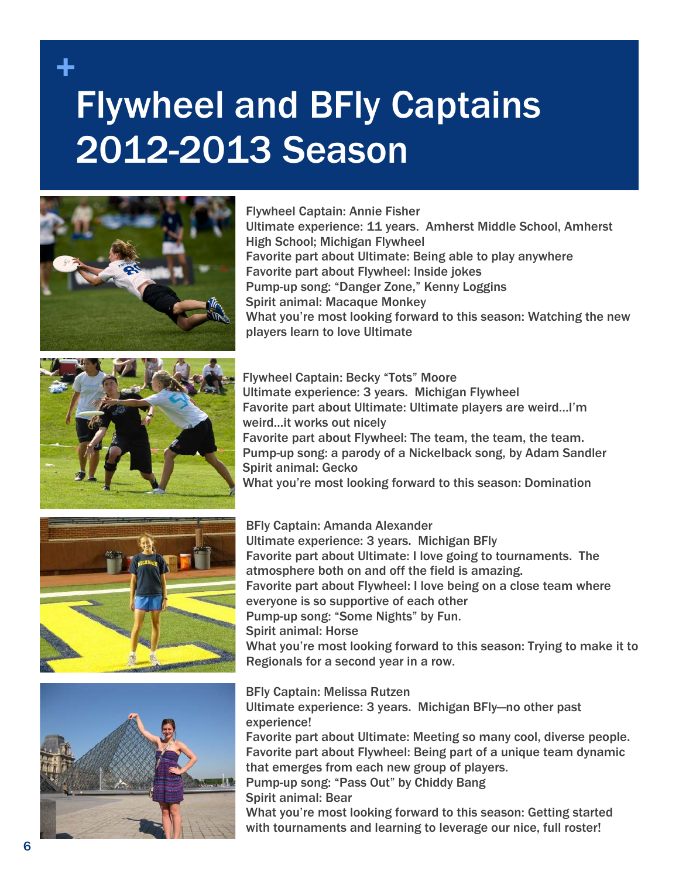# Flywheel and BFly Captains 2012-2013 Season

Flywheel Captain: Annie Fisher
Ultimate experience: 11 years. Amherst Middle School, Amherst High School; Michigan Flywheel
Favorite part about Ultimate: Being able to play anywhere
Favorite part about Flywheel: Inside jokes
Pump-up song: "Danger Zone," Kenny Loggins
Spirit animal: Macaque Monkey
What you're most looking forward to this season: Watching the new players learn to love Ultimate

Flywheel Captain: Becky "Tots" Moore
Ultimate experience: 3 years. Michigan Flywheel
Favorite part about Ultimate: Ultimate players are weird…I'm weird…it works out nicely
Favorite part about Flywheel: The team, the team, the team.
Pump-up song: a parody of a Nickelback song, by Adam Sandler
Spirit animal: Gecko
What you're most looking forward to this season: Domination

BFly Captain: Amanda Alexander
Ultimate experience: 3 years. Michigan BFly
Favorite part about Ultimate: I love going to tournaments. The atmosphere both on and off the field is amazing.
Favorite part about Flywheel: I love being on a close team where everyone is so supportive of each other
Pump-up song: "Some Nights" by Fun.
Spirit animal: Horse
What you're most looking forward to this season: Trying to make it to Regionals for a second year in a row.

BFly Captain: Melissa Rutzen
Ultimate experience: 3 years. Michigan BFly—no other past experience!
Favorite part about Ultimate: Meeting so many cool, diverse people.
Favorite part about Flywheel: Being part of a unique team dynamic that emerges from each new group of players.
Pump-up song: "Pass Out" by Chiddy Bang
Spirit animal: Bear
What you're most looking forward to this season: Getting started with tournaments and learning to leverage our nice, full roster!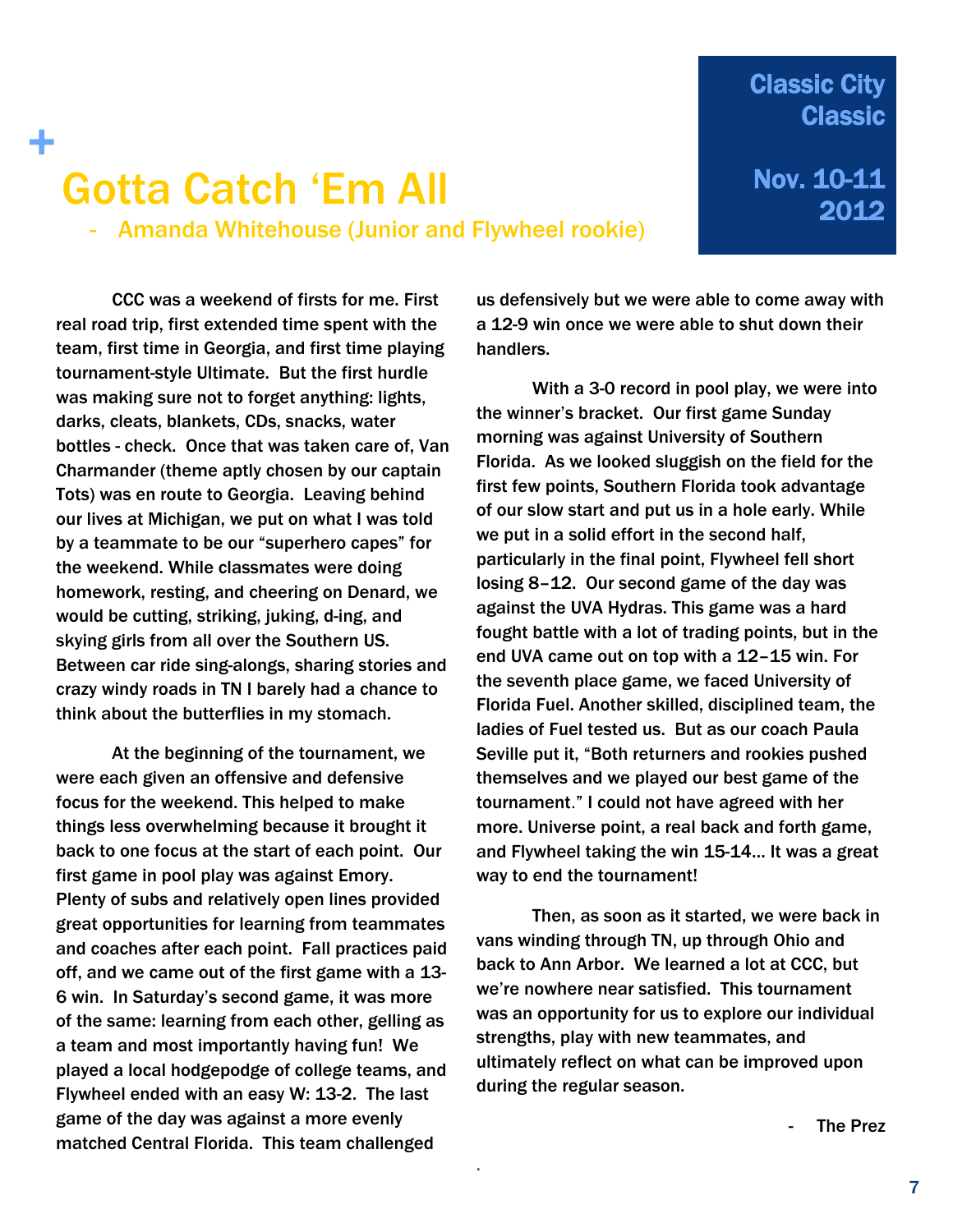# Gotta Catch 'Em All

- Amanda Whitehouse (Junior and Flywheel rookie)

**Classic City Classic**

**Nov. 10-11 2012**

CCC was a weekend of firsts for me. First real road trip, first extended time spent with the team, first time in Georgia, and first time playing tournament-style Ultimate. But the first hurdle was making sure not to forget anything: lights, darks, cleats, blankets, CDs, snacks, water bottles - check. Once that was taken care of, Van Charmander (theme aptly chosen by our captain Tots) was en route to Georgia. Leaving behind our lives at Michigan, we put on what I was told by a teammate to be our "superhero capes" for the weekend. While classmates were doing homework, resting, and cheering on Denard, we would be cutting, striking, juking, d-ing, and skying girls from all over the Southern US. Between car ride sing-alongs, sharing stories and crazy windy roads in TN I barely had a chance to think about the butterflies in my stomach.

At the beginning of the tournament, we were each given an offensive and defensive focus for the weekend. This helped to make things less overwhelming because it brought it back to one focus at the start of each point. Our first game in pool play was against Emory. Plenty of subs and relatively open lines provided great opportunities for learning from teammates and coaches after each point. Fall practices paid off, and we came out of the first game with a 13-6 win. In Saturday's second game, it was more of the same: learning from each other, gelling as a team and most importantly having fun! We played a local hodgepodge of college teams, and Flywheel ended with an easy W: 13-2. The last game of the day was against a more evenly matched Central Florida. This team challenged us defensively but we were able to come away with a 12-9 win once we were able to shut down their handlers.

With a 3-0 record in pool play, we were into the winner's bracket. Our first game Sunday morning was against University of Southern Florida. As we looked sluggish on the field for the first few points, Southern Florida took advantage of our slow start and put us in a hole early. While we put in a solid effort in the second half, particularly in the final point, Flywheel fell short losing 8–12. Our second game of the day was against the UVA Hydras. This game was a hard fought battle with a lot of trading points, but in the end UVA came out on top with a 12–15 win. For the seventh place game, we faced University of Florida Fuel. Another skilled, disciplined team, the ladies of Fuel tested us. But as our coach Paula Seville put it, "Both returners and rookies pushed themselves and we played our best game of the tournament." I could not have agreed with her more. Universe point, a real back and forth game, and Flywheel taking the win 15-14… It was a great way to end the tournament!

Then, as soon as it started, we were back in vans winding through TN, up through Ohio and back to Ann Arbor. We learned a lot at CCC, but we're nowhere near satisfied. This tournament was an opportunity for us to explore our individual strengths, play with new teammates, and ultimately reflect on what can be improved upon during the regular season.

- The Prez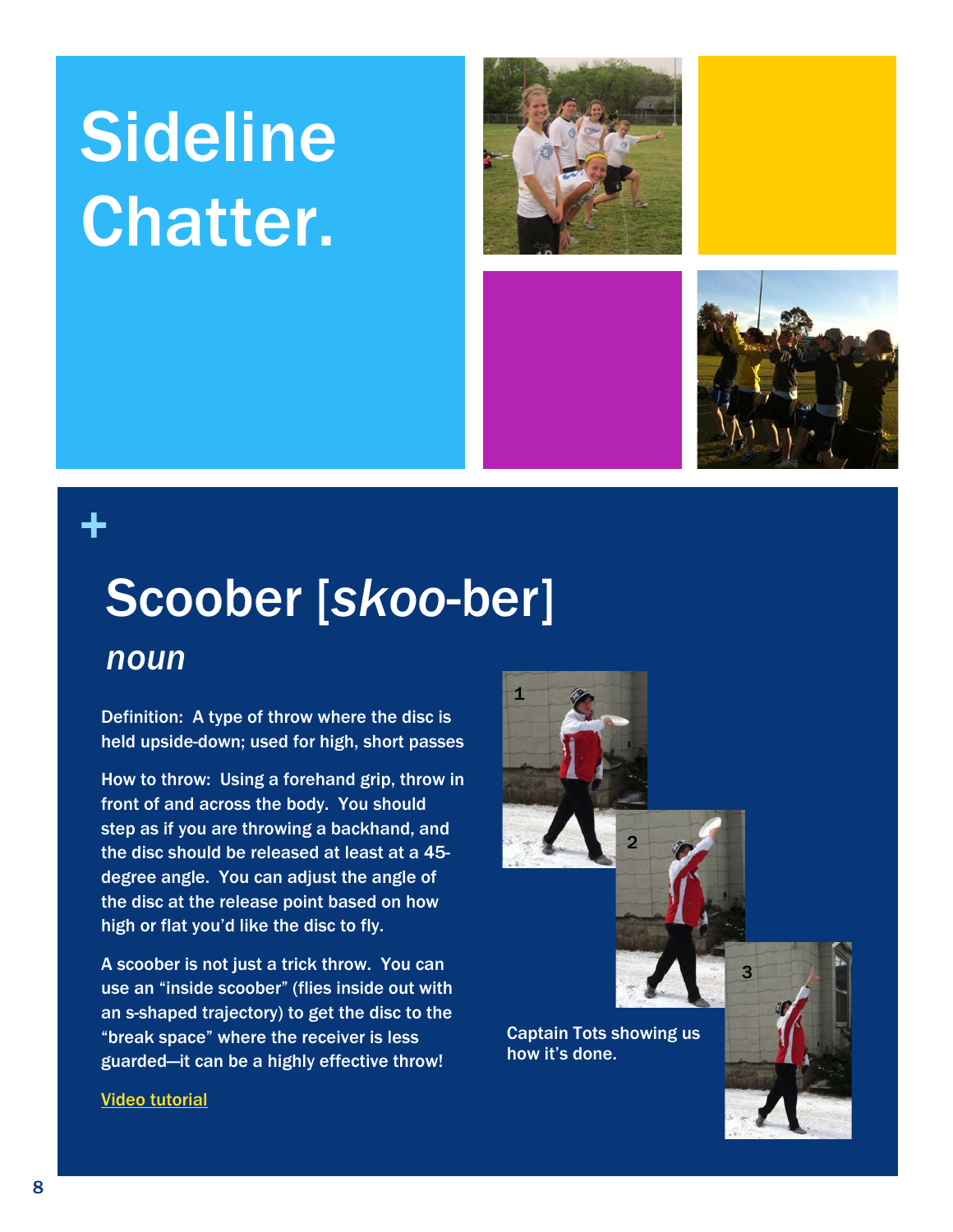# Sideline Chatter.

+

## Scoober [*skoo*-ber]

### *noun*

Definition: A type of throw where the disc is held upside-down; used for high, short passes

How to throw: Using a forehand grip, throw in front of and across the body. You should step as if you are throwing a backhand, and the disc should be released at least at a 45-degree angle. You can adjust the angle of the disc at the release point based on how high or flat you'd like the disc to fly.

A scoober is not just a trick throw. You can use an "inside scoober" (flies inside out with an s-shaped trajectory) to get the disc to the "break space" where the receiver is less guarded—it can be a highly effective throw!

Video tutorial

1

2

3

Captain Tots showing us how it's done.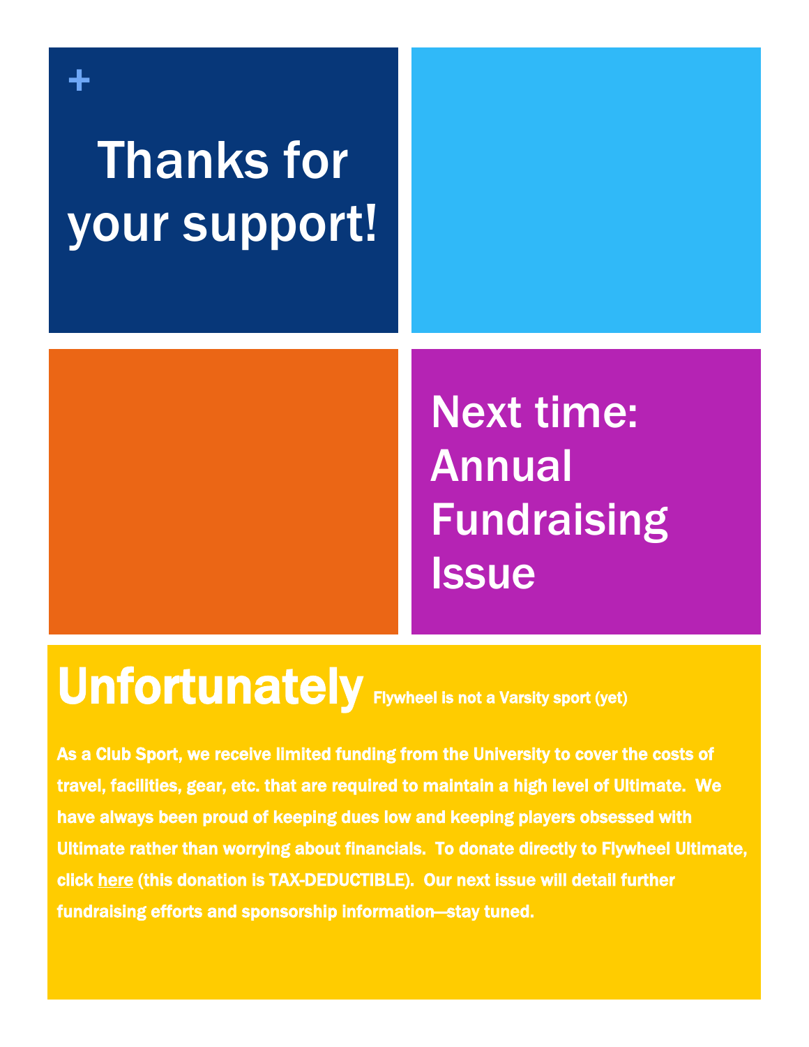+

# Thanks for your support!

## Next time: Annual Fundraising Issue

# Unfortunately Flywheel is not a Varsity sport (yet)

As a Club Sport, we receive limited funding from the University to cover the costs of travel, facilities, gear, etc. that are required to maintain a high level of Ultimate. We have always been proud of keeping dues low and keeping players obsessed with Ultimate rather than worrying about financials. To donate directly to Flywheel Ultimate, click here (this donation is TAX-DEDUCTIBLE). Our next issue will detail further fundraising efforts and sponsorship information—stay tuned.